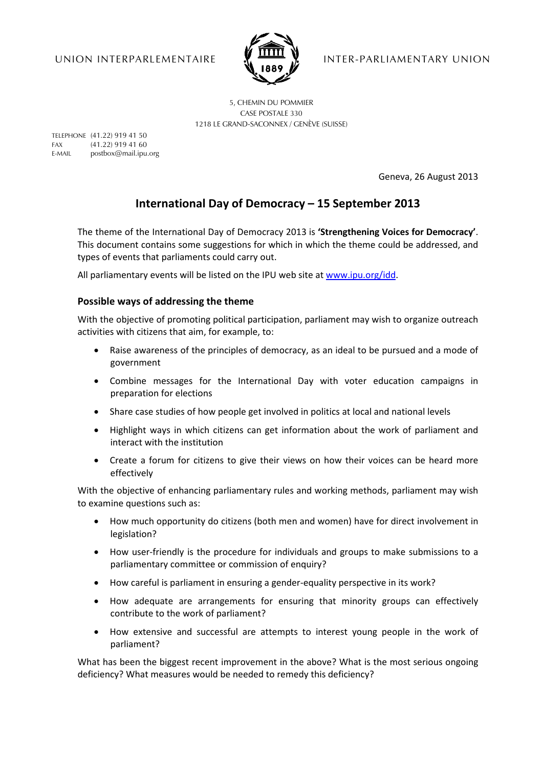UNION INTERPARLEMENTAIRE INTER-PARLIAMENTARY UNION

5, CHEMIN DU POMMIER
CASE POSTALE 330
1218 LE GRAND-SACONNEX / GENÈVE (SUISSE)

TELEPHONE (41.22) 919 41 50
FAX (41.22) 919 41 60
E-MAIL postbox@mail.ipu.org

Geneva, 26 August 2013

# International Day of Democracy – 15 September 2013

The theme of the International Day of Democracy 2013 is **'Strengthening Voices for Democracy'**. This document contains some suggestions for which in which the theme could be addressed, and types of events that parliaments could carry out.

All parliamentary events will be listed on the IPU web site at www.ipu.org/idd.

## Possible ways of addressing the theme

With the objective of promoting political participation, parliament may wish to organize outreach activities with citizens that aim, for example, to:

- Raise awareness of the principles of democracy, as an ideal to be pursued and a mode of government
- Combine messages for the International Day with voter education campaigns in preparation for elections
- Share case studies of how people get involved in politics at local and national levels
- Highlight ways in which citizens can get information about the work of parliament and interact with the institution
- Create a forum for citizens to give their views on how their voices can be heard more effectively

With the objective of enhancing parliamentary rules and working methods, parliament may wish to examine questions such as:

- How much opportunity do citizens (both men and women) have for direct involvement in legislation?
- How user-friendly is the procedure for individuals and groups to make submissions to a parliamentary committee or commission of enquiry?
- How careful is parliament in ensuring a gender-equality perspective in its work?
- How adequate are arrangements for ensuring that minority groups can effectively contribute to the work of parliament?
- How extensive and successful are attempts to interest young people in the work of parliament?

What has been the biggest recent improvement in the above? What is the most serious ongoing deficiency? What measures would be needed to remedy this deficiency?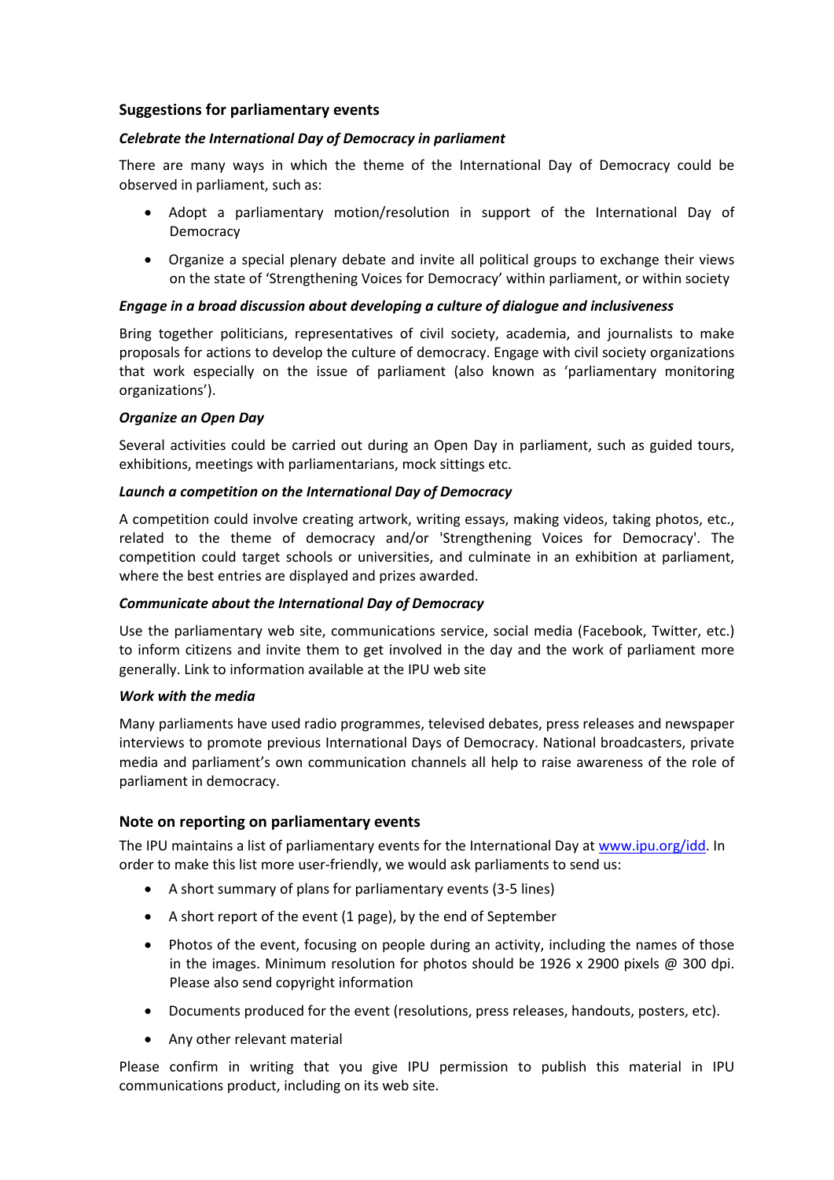## Suggestions for parliamentary events

### *Celebrate the International Day of Democracy in parliament*

There are many ways in which the theme of the International Day of Democracy could be observed in parliament, such as:

- Adopt a parliamentary motion/resolution in support of the International Day of Democracy
- Organize a special plenary debate and invite all political groups to exchange their views on the state of 'Strengthening Voices for Democracy' within parliament, or within society

### *Engage in a broad discussion about developing a culture of dialogue and inclusiveness*

Bring together politicians, representatives of civil society, academia, and journalists to make proposals for actions to develop the culture of democracy. Engage with civil society organizations that work especially on the issue of parliament (also known as 'parliamentary monitoring organizations').

### *Organize an Open Day*

Several activities could be carried out during an Open Day in parliament, such as guided tours, exhibitions, meetings with parliamentarians, mock sittings etc.

### *Launch a competition on the International Day of Democracy*

A competition could involve creating artwork, writing essays, making videos, taking photos, etc., related to the theme of democracy and/or 'Strengthening Voices for Democracy'. The competition could target schools or universities, and culminate in an exhibition at parliament, where the best entries are displayed and prizes awarded.

### *Communicate about the International Day of Democracy*

Use the parliamentary web site, communications service, social media (Facebook, Twitter, etc.) to inform citizens and invite them to get involved in the day and the work of parliament more generally. Link to information available at the IPU web site

### *Work with the media*

Many parliaments have used radio programmes, televised debates, press releases and newspaper interviews to promote previous International Days of Democracy. National broadcasters, private media and parliament's own communication channels all help to raise awareness of the role of parliament in democracy.

## Note on reporting on parliamentary events

The IPU maintains a list of parliamentary events for the International Day at [www.ipu.org/idd](http://www.ipu.org/idd). In order to make this list more user-friendly, we would ask parliaments to send us:

- A short summary of plans for parliamentary events (3-5 lines)
- A short report of the event (1 page), by the end of September
- Photos of the event, focusing on people during an activity, including the names of those in the images. Minimum resolution for photos should be 1926 x 2900 pixels @ 300 dpi. Please also send copyright information
- Documents produced for the event (resolutions, press releases, handouts, posters, etc).
- Any other relevant material

Please confirm in writing that you give IPU permission to publish this material in IPU communications product, including on its web site.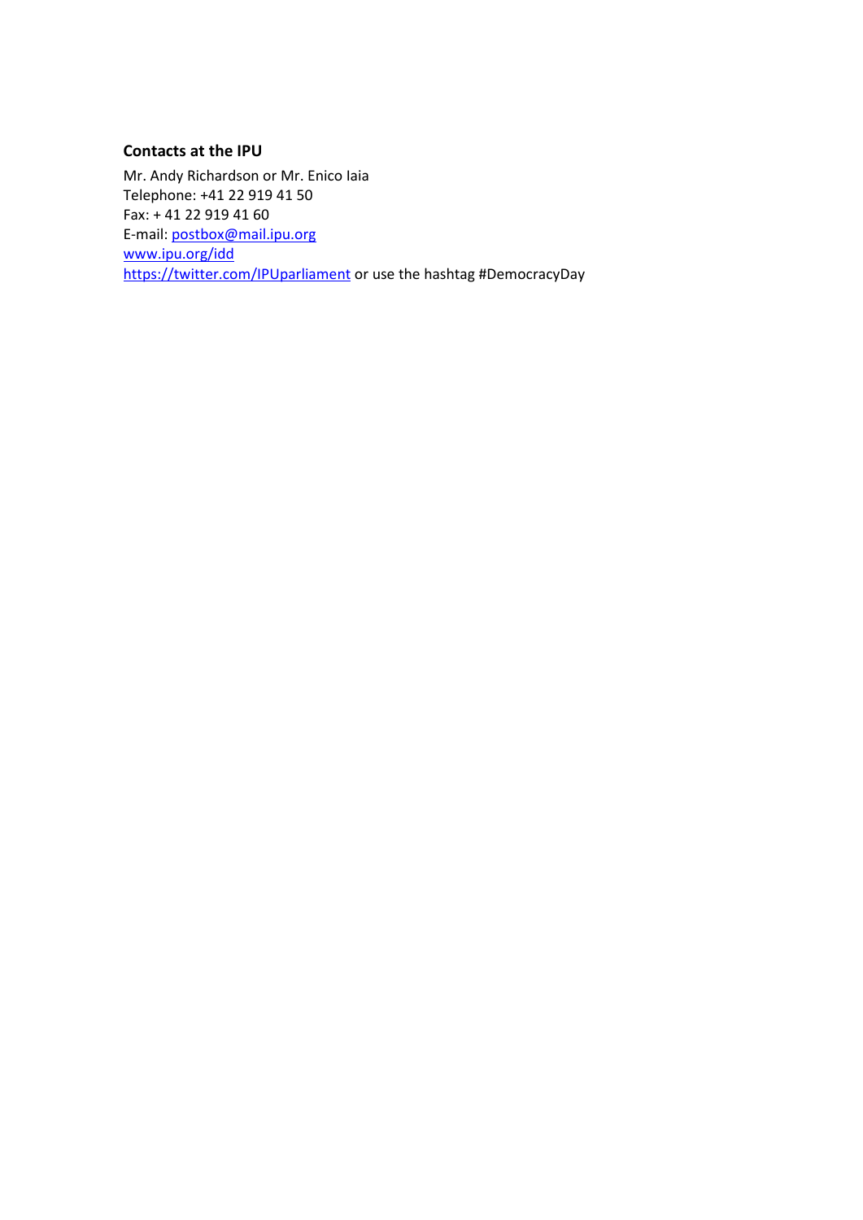**Contacts at the IPU**

Mr. Andy Richardson or Mr. Enico Iaia
Telephone: +41 22 919 41 50
Fax: + 41 22 919 41 60
E-mail: [postbox@mail.ipu.org](mailto:postbox@mail.ipu.org)
[www.ipu.org/idd](http://www.ipu.org/idd)
[https://twitter.com/IPUparliament](https://twitter.com/IPUparliament) or use the hashtag #DemocracyDay